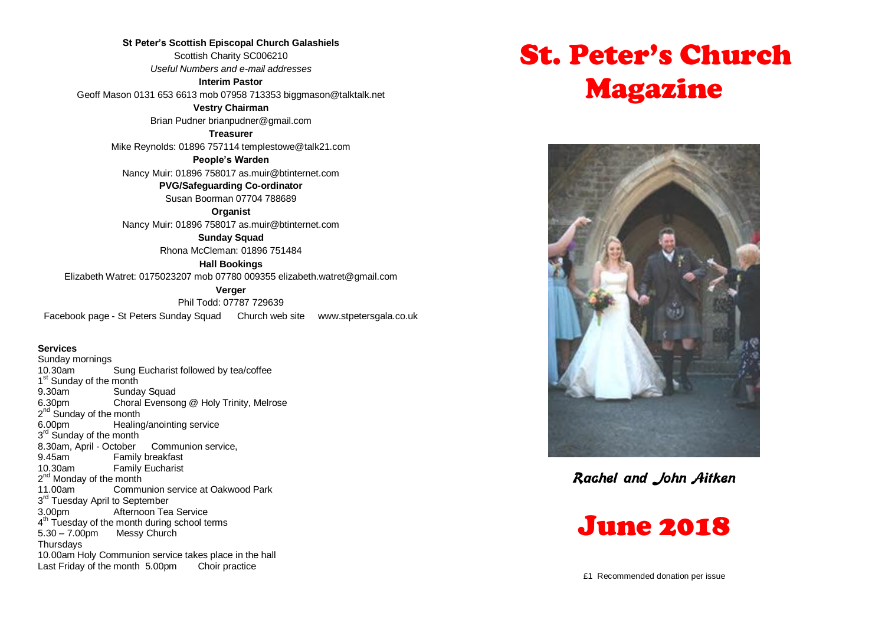**St Peter's Scottish Episcopal Church Galashiels**

Scottish Charity SC006210

*Useful Numbers and e-mail addresses*

**Interim Pastor**

Geoff Mason 0131 653 6613 mob 07958 713353 biggmason@talktalk.net

**Vestry Chairman**

Brian Pudner brianpudner@gmail.com

**Treasurer**

Mike Reynolds: 01896 757114 templestowe@talk21.com

**People's Warden**

Nancy Muir: 01896 758017 as.muir@btinternet.com

**PVG/Safeguarding Co-ordinator**

Susan Boorman 07704 788689

**Organist**

Nancy Muir: 01896 758017 as.muir@btinternet.com

**Sunday Squad**

Rhona McCleman: 01896 751484

**Hall Bookings**

Elizabeth Watret: 0175023207 mob 07780 009355 elizabeth.watret@gmail.com

**Verger**

Phil Todd: 07787 729639

Facebook page - St Peters Sunday Squad     Church web site     www.stpetersgala.co.uk

**Services**

Sunday mornings
10.30am     Sung Eucharist followed by tea/coffee
1st Sunday of the month
9.30am     Sunday Squad
6.30pm     Choral Evensong @ Holy Trinity, Melrose
2nd Sunday of the month
6.00pm     Healing/anointing service
3rd Sunday of the month
8.30am, April - October     Communion service,
9.45am     Family breakfast
10.30am     Family Eucharist
2nd Monday of the month
11.00am     Communion service at Oakwood Park
3rd Tuesday April to September
3.00pm     Afternoon Tea Service
4th Tuesday of the month during school terms
5.30 – 7.00pm     Messy Church
Thursdays
10.00am Holy Communion service takes place in the hall
Last Friday of the month 5.00pm     Choir practice

# St. Peter's Church Magazine

*Rachel and John Aitken*

# June 2018

£1 Recommended donation per issue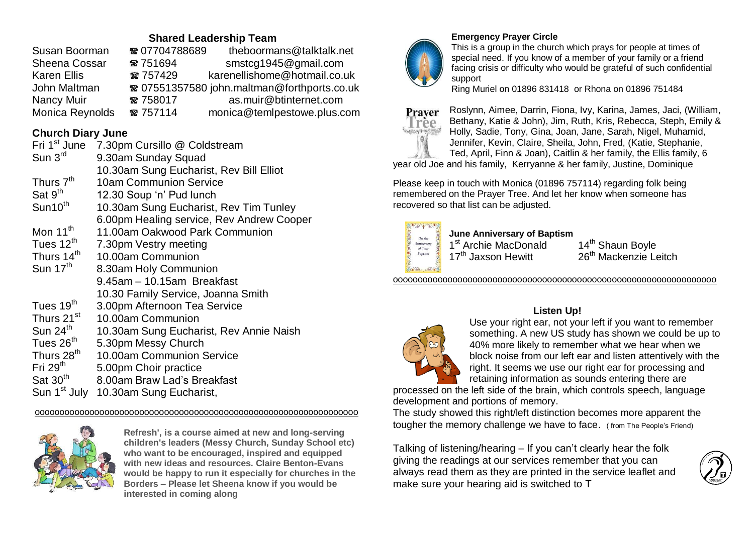## Shared Leadership Team

| | | |
|---|---|---|
| Susan Boorman | ☎ 07704788689 | theboormans@talktalk.net |
| Sheena Cossar | ☎ 751694 | smstcg1945@gmail.com |
| Karen Ellis | ☎ 757429 | karenellishome@hotmail.co.uk |
| John Maltman | ☎ 07551357580 | john.maltman@forthports.co.uk |
| Nancy Muir | ☎ 758017 | as.muir@btinternet.com |
| Monica Reynolds | ☎ 757114 | monica@temlpestowe.plus.com |

## Church Diary June

| | |
|---|---|
| Fri 1st June | 7.30pm Cursillo @ Coldstream |
| Sun 3rd | 9.30am Sunday Squad |
| | 10.30am Sung Eucharist, Rev Bill Elliot |
| Thurs 7th | 10am Communion Service |
| Sat 9th | 12.30 Soup 'n' Pud lunch |
| Sun10th | 10.30am Sung Eucharist, Rev Tim Tunley |
| | 6.00pm Healing service, Rev Andrew Cooper |
| Mon 11th | 11.00am Oakwood Park Communion |
| Tues 12th | 7.30pm Vestry meeting |
| Thurs 14th | 10.00am Communion |
| Sun 17th | 8.30am Holy Communion |
| | 9.45am – 10.15am Breakfast |
| | 10.30 Family Service, Joanna Smith |
| Tues 19th | 3.00pm Afternoon Tea Service |
| Thurs 21st | 10.00am Communion |
| Sun 24th | 10.30am Sung Eucharist, Rev Annie Naish |
| Tues 26th | 5.30pm Messy Church |
| Thurs 28th | 10.00am Communion Service |
| Fri 29th | 5.00pm Choir practice |
| Sat 30th | 8.00am Braw Lad's Breakfast |
| Sun 1st July | 10.30am Sung Eucharist, |

oooooooooooooooooooooooooooooooooooooooooooooooooooooooooooooo

**Refresh', is a course aimed at new and long-serving children's leaders (Messy Church, Sunday School etc) who want to be encouraged, inspired and equipped with new ideas and resources. Claire Benton-Evans would be happy to run it especially for churches in the Borders – Please let Sheena know if you would be interested in coming along**

### Emergency Prayer Circle

This is a group in the church which prays for people at times of special need. If you know of a member of your family or a friend facing crisis or difficulty who would be grateful of such confidential support

Ring Muriel on 01896 831418 or Rhona on 01896 751484

### Prayer Tree

Roslynn, Aimee, Darrin, Fiona, Ivy, Karina, James, Jaci, (William, Bethany, Katie & John), Jim, Ruth, Kris, Rebecca, Steph, Emily & Holly, Sadie, Tony, Gina, Joan, Jane, Sarah, Nigel, Muhamid, Jennifer, Kevin, Claire, Sheila, John, Fred, (Katie, Stephanie, Ted, April, Finn & Joan), Caitlin & her family, the Ellis family, 6 year old Joe and his family, Kerryanne & her family, Justine, Dominique

Please keep in touch with Monica (01896 757114) regarding folk being remembered on the Prayer Tree. And let her know when someone has recovered so that list can be adjusted.

### June Anniversary of Baptism

| | |
|---|---|
| 1st Archie MacDonald | 14th Shaun Boyle |
| 17th Jaxson Hewitt | 26th Mackenzie Leitch |

oooooooooooooooooooooooooooooooooooooooooooooooooooooooooooooo

### Listen Up!

Use your right ear, not your left if you want to remember something. A new US study has shown we could be up to 40% more likely to remember what we hear when we block noise from our left ear and listen attentively with the right. It seems we use our right ear for processing and retaining information as sounds entering there are processed on the left side of the brain, which controls speech, language development and portions of memory.

The study showed this right/left distinction becomes more apparent the tougher the memory challenge we have to face. (from The People's Friend)

Talking of listening/hearing – If you can't clearly hear the folk giving the readings at our services remember that you can always read them as they are printed in the service leaflet and make sure your hearing aid is switched to T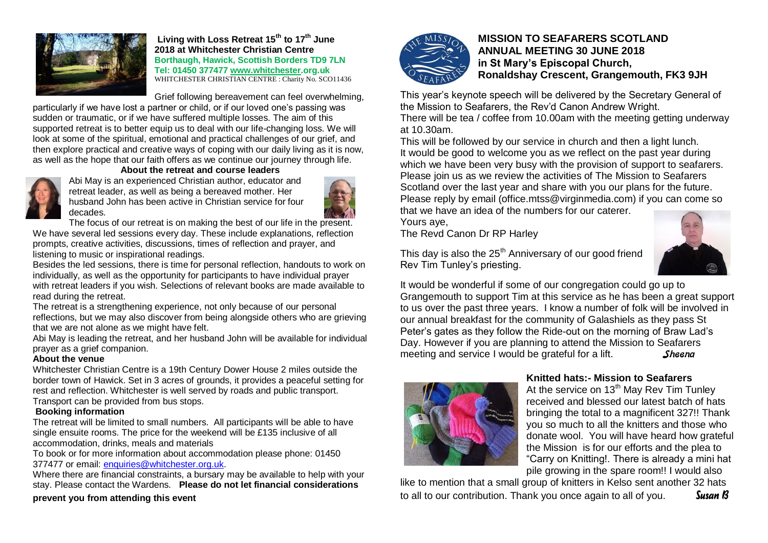**Living with Loss Retreat 15th to 17th June 2018 at Whitchester Christian Centre**
**Borthaugh, Hawick, Scottish Borders TD9 7LN**
**Tel: 01450 377477 www.whitchester.org.uk**
WHITCHESTER CHRISTIAN CENTRE : Charity No. SCO11436

Grief following bereavement can feel overwhelming, particularly if we have lost a partner or child, or if our loved one's passing was sudden or traumatic, or if we have suffered multiple losses. The aim of this supported retreat is to better equip us to deal with our life-changing loss. We will look at some of the spiritual, emotional and practical challenges of our grief, and then explore practical and creative ways of coping with our daily living as it is now, as well as the hope that our faith offers as we continue our journey through life.

**About the retreat and course leaders**

Abi May is an experienced Christian author, educator and retreat leader, as well as being a bereaved mother. Her husband John has been active in Christian service for four decades.

The focus of our retreat is on making the best of our life in the present. We have several led sessions every day. These include explanations, reflection prompts, creative activities, discussions, times of reflection and prayer, and listening to music or inspirational readings.

Besides the led sessions, there is time for personal reflection, handouts to work on individually, as well as the opportunity for participants to have individual prayer with retreat leaders if you wish. Selections of relevant books are made available to read during the retreat.

The retreat is a strengthening experience, not only because of our personal reflections, but we may also discover from being alongside others who are grieving that we are not alone as we might have felt.

Abi May is leading the retreat, and her husband John will be available for individual prayer as a grief companion.

**About the venue**

Whitchester Christian Centre is a 19th Century Dower House 2 miles outside the border town of Hawick. Set in 3 acres of grounds, it provides a peaceful setting for rest and reflection. Whitchester is well served by roads and public transport. Transport can be provided from bus stops.

**Booking information**

The retreat will be limited to small numbers. All participants will be able to have single ensuite rooms. The price for the weekend will be £135 inclusive of all accommodation, drinks, meals and materials

To book or for more information about accommodation please phone: 01450 377477 or email: enquiries@whitchester.org.uk.

Where there are financial constraints, a bursary may be available to help with your stay. Please contact the Wardens. **Please do not let financial considerations prevent you from attending this event**

**MISSION TO SEAFARERS SCOTLAND**
**ANNUAL MEETING 30 JUNE 2018**
**in St Mary's Episcopal Church,**
**Ronaldshay Crescent, Grangemouth, FK3 9JH**

This year's keynote speech will be delivered by the Secretary General of the Mission to Seafarers, the Rev'd Canon Andrew Wright.

There will be tea / coffee from 10.00am with the meeting getting underway at 10.30am.

This will be followed by our service in church and then a light lunch.

It would be good to welcome you as we reflect on the past year during which we have been very busy with the provision of support to seafarers. Please join us as we review the activities of The Mission to Seafarers Scotland over the last year and share with you our plans for the future. Please reply by email (office.mtss@virginmedia.com) if you can come so that we have an idea of the numbers for our caterer.

Yours aye,

The Revd Canon Dr RP Harley

This day is also the 25th Anniversary of our good friend Rev Tim Tunley's priesting.

It would be wonderful if some of our congregation could go up to Grangemouth to support Tim at this service as he has been a great support to us over the past three years. I know a number of folk will be involved in our annual breakfast for the community of Galashiels as they pass St Peter's gates as they follow the Ride-out on the morning of Braw Lad's Day. However if you are planning to attend the Mission to Seafarers meeting and service I would be grateful for a lift. *Sheena*

**Knitted hats:- Mission to Seafarers**

At the service on 13th May Rev Tim Tunley received and blessed our latest batch of hats bringing the total to a magnificent 327!! Thank you so much to all the knitters and those who donate wool. You will have heard how grateful the Mission is for our efforts and the plea to "Carry on Knitting!. There is already a mini hat pile growing in the spare room!! I would also like to mention that a small group of knitters in Kelso sent another 32 hats to all to our contribution. Thank you once again to all of you. *Susan B*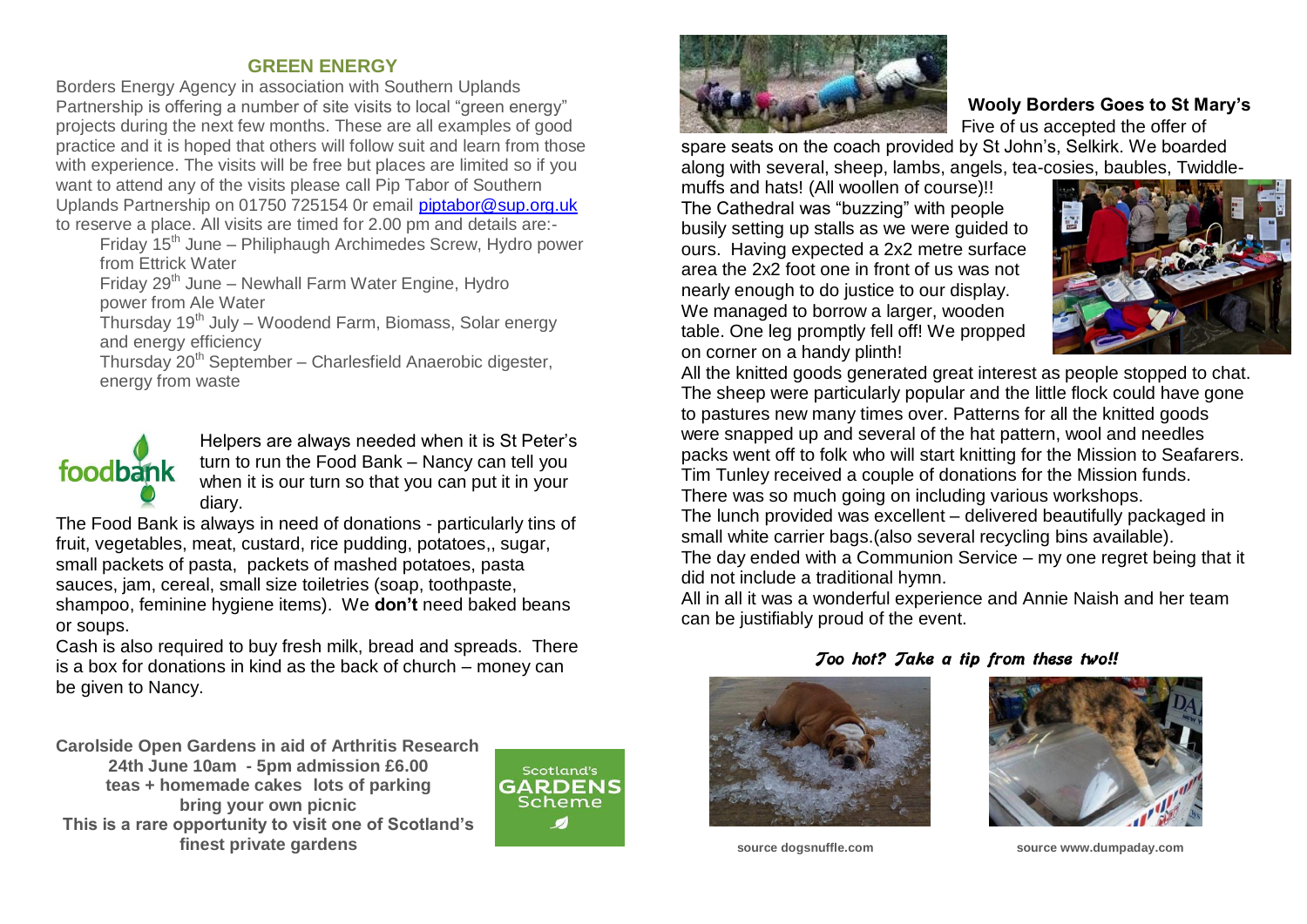## GREEN ENERGY

Borders Energy Agency in association with Southern Uplands Partnership is offering a number of site visits to local "green energy" projects during the next few months. These are all examples of good practice and it is hoped that others will follow suit and learn from those with experience. The visits will be free but places are limited so if you want to attend any of the visits please call Pip Tabor of Southern Uplands Partnership on 01750 725154 0r email piptabor@sup.org.uk to reserve a place. All visits are timed for 2.00 pm and details are:-

- Friday 15th June – Philiphaugh Archimedes Screw, Hydro power from Ettrick Water
- Friday 29th June – Newhall Farm Water Engine, Hydro power from Ale Water
- Thursday 19th July – Woodend Farm, Biomass, Solar energy and energy efficiency
- Thursday 20th September – Charlesfield Anaerobic digester, energy from waste

foodbank

Helpers are always needed when it is St Peter's turn to run the Food Bank – Nancy can tell you when it is our turn so that you can put it in your diary.

The Food Bank is always in need of donations - particularly tins of fruit, vegetables, meat, custard, rice pudding, potatoes,, sugar, small packets of pasta, packets of mashed potatoes, pasta sauces, jam, cereal, small size toiletries (soap, toothpaste, shampoo, feminine hygiene items). We **don't** need baked beans or soups.

Cash is also required to buy fresh milk, bread and spreads. There is a box for donations in kind as the back of church – money can be given to Nancy.

**Carolside Open Gardens in aid of Arthritis Research**
**24th June 10am - 5pm admission £6.00**
**teas + homemade cakes lots of parking**
**bring your own picnic**
**This is a rare opportunity to visit one of Scotland's finest private gardens**

Scotland's GARDENS Scheme

### Wooly Borders Goes to St Mary's

Five of us accepted the offer of spare seats on the coach provided by St John's, Selkirk. We boarded along with several, sheep, lambs, angels, tea-cosies, baubles, Twiddle-muffs and hats! (All woollen of course)!!

The Cathedral was "buzzing" with people busily setting up stalls as we were guided to ours. Having expected a 2x2 metre surface area the 2x2 foot one in front of us was not nearly enough to do justice to our display. We managed to borrow a larger, wooden table. One leg promptly fell off! We propped on corner on a handy plinth!

All the knitted goods generated great interest as people stopped to chat. The sheep were particularly popular and the little flock could have gone to pastures new many times over. Patterns for all the knitted goods were snapped up and several of the hat pattern, wool and needles packs went off to folk who will start knitting for the Mission to Seafarers. Tim Tunley received a couple of donations for the Mission funds.

There was so much going on including various workshops.

The lunch provided was excellent – delivered beautifully packaged in small white carrier bags.(also several recycling bins available).

The day ended with a Communion Service – my one regret being that it did not include a traditional hymn.

All in all it was a wonderful experience and Annie Naish and her team can be justifiably proud of the event.

*Too hot? Take a tip from these two!!*

source dogsnuffle.com

source www.dumpaday.com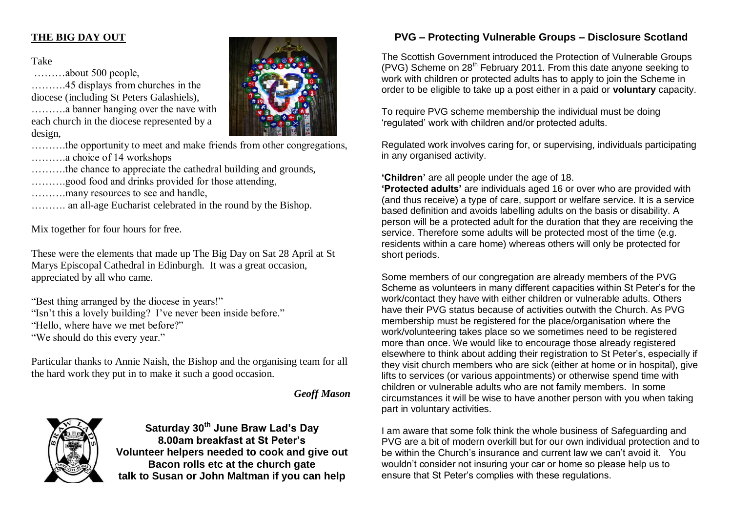## THE BIG DAY OUT

Take

………about 500 people,

……….45 displays from churches in the diocese (including St Peters Galashiels),

……….a banner hanging over the nave with each church in the diocese represented by a design,

……….the opportunity to meet and make friends from other congregations,

……….a choice of 14 workshops

……….the chance to appreciate the cathedral building and grounds,

……….good food and drinks provided for those attending,

……….many resources to see and handle,

………. an all-age Eucharist celebrated in the round by the Bishop.

Mix together for four hours for free.

These were the elements that made up The Big Day on Sat 28 April at St Marys Episcopal Cathedral in Edinburgh. It was a great occasion, appreciated by all who came.

"Best thing arranged by the diocese in years!"
"Isn't this a lovely building? I've never been inside before."
"Hello, where have we met before?"
"We should do this every year."

Particular thanks to Annie Naish, the Bishop and the organising team for all the hard work they put in to make it such a good occasion.

***Geoff Mason***

**Saturday 30th June Braw Lad's Day**
**8.00am breakfast at St Peter's**
**Volunteer helpers needed to cook and give out**
**Bacon rolls etc at the church gate**
**talk to Susan or John Maltman if you can help**

## PVG – Protecting Vulnerable Groups – Disclosure Scotland

The Scottish Government introduced the Protection of Vulnerable Groups (PVG) Scheme on 28th February 2011. From this date anyone seeking to work with children or protected adults has to apply to join the Scheme in order to be eligible to take up a post either in a paid or **voluntary** capacity.

To require PVG scheme membership the individual must be doing 'regulated' work with children and/or protected adults.

Regulated work involves caring for, or supervising, individuals participating in any organised activity.

**'Children'** are all people under the age of 18.
**'Protected adults'** are individuals aged 16 or over who are provided with (and thus receive) a type of care, support or welfare service. It is a service based definition and avoids labelling adults on the basis or disability. A person will be a protected adult for the duration that they are receiving the service. Therefore some adults will be protected most of the time (e.g. residents within a care home) whereas others will only be protected for short periods.

Some members of our congregation are already members of the PVG Scheme as volunteers in many different capacities within St Peter's for the work/contact they have with either children or vulnerable adults. Others have their PVG status because of activities outwith the Church. As PVG membership must be registered for the place/organisation where the work/volunteering takes place so we sometimes need to be registered more than once. We would like to encourage those already registered elsewhere to think about adding their registration to St Peter's, especially if they visit church members who are sick (either at home or in hospital), give lifts to services (or various appointments) or otherwise spend time with children or vulnerable adults who are not family members. In some circumstances it will be wise to have another person with you when taking part in voluntary activities.

I am aware that some folk think the whole business of Safeguarding and PVG are a bit of modern overkill but for our own individual protection and to be within the Church's insurance and current law we can't avoid it. You wouldn't consider not insuring your car or home so please help us to ensure that St Peter's complies with these regulations.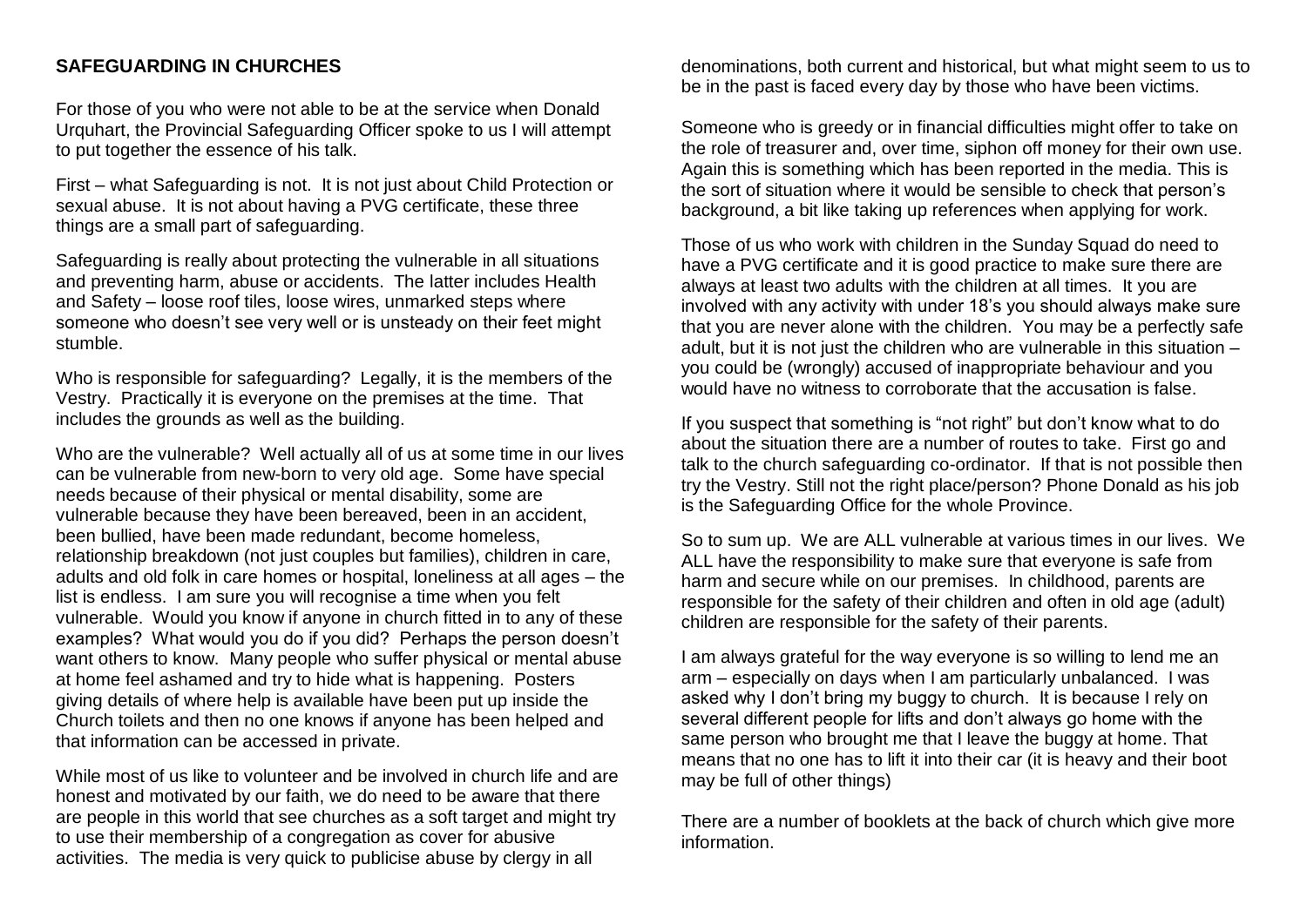**SAFEGUARDING IN CHURCHES**

For those of you who were not able to be at the service when Donald Urquhart, the Provincial Safeguarding Officer spoke to us I will attempt to put together the essence of his talk.

First – what Safeguarding is not. It is not just about Child Protection or sexual abuse. It is not about having a PVG certificate, these three things are a small part of safeguarding.

Safeguarding is really about protecting the vulnerable in all situations and preventing harm, abuse or accidents. The latter includes Health and Safety – loose roof tiles, loose wires, unmarked steps where someone who doesn't see very well or is unsteady on their feet might stumble.

Who is responsible for safeguarding? Legally, it is the members of the Vestry. Practically it is everyone on the premises at the time. That includes the grounds as well as the building.

Who are the vulnerable? Well actually all of us at some time in our lives can be vulnerable from new-born to very old age. Some have special needs because of their physical or mental disability, some are vulnerable because they have been bereaved, been in an accident, been bullied, have been made redundant, become homeless, relationship breakdown (not just couples but families), children in care, adults and old folk in care homes or hospital, loneliness at all ages – the list is endless. I am sure you will recognise a time when you felt vulnerable. Would you know if anyone in church fitted in to any of these examples? What would you do if you did? Perhaps the person doesn't want others to know. Many people who suffer physical or mental abuse at home feel ashamed and try to hide what is happening. Posters giving details of where help is available have been put up inside the Church toilets and then no one knows if anyone has been helped and that information can be accessed in private.

While most of us like to volunteer and be involved in church life and are honest and motivated by our faith, we do need to be aware that there are people in this world that see churches as a soft target and might try to use their membership of a congregation as cover for abusive activities. The media is very quick to publicise abuse by clergy in all denominations, both current and historical, but what might seem to us to be in the past is faced every day by those who have been victims.

Someone who is greedy or in financial difficulties might offer to take on the role of treasurer and, over time, siphon off money for their own use. Again this is something which has been reported in the media. This is the sort of situation where it would be sensible to check that person's background, a bit like taking up references when applying for work.

Those of us who work with children in the Sunday Squad do need to have a PVG certificate and it is good practice to make sure there are always at least two adults with the children at all times. It you are involved with any activity with under 18's you should always make sure that you are never alone with the children. You may be a perfectly safe adult, but it is not just the children who are vulnerable in this situation – you could be (wrongly) accused of inappropriate behaviour and you would have no witness to corroborate that the accusation is false.

If you suspect that something is "not right" but don't know what to do about the situation there are a number of routes to take. First go and talk to the church safeguarding co-ordinator. If that is not possible then try the Vestry. Still not the right place/person? Phone Donald as his job is the Safeguarding Office for the whole Province.

So to sum up. We are ALL vulnerable at various times in our lives. We ALL have the responsibility to make sure that everyone is safe from harm and secure while on our premises. In childhood, parents are responsible for the safety of their children and often in old age (adult) children are responsible for the safety of their parents.

I am always grateful for the way everyone is so willing to lend me an arm – especially on days when I am particularly unbalanced. I was asked why I don't bring my buggy to church. It is because I rely on several different people for lifts and don't always go home with the same person who brought me that I leave the buggy at home. That means that no one has to lift it into their car (it is heavy and their boot may be full of other things)

There are a number of booklets at the back of church which give more information.